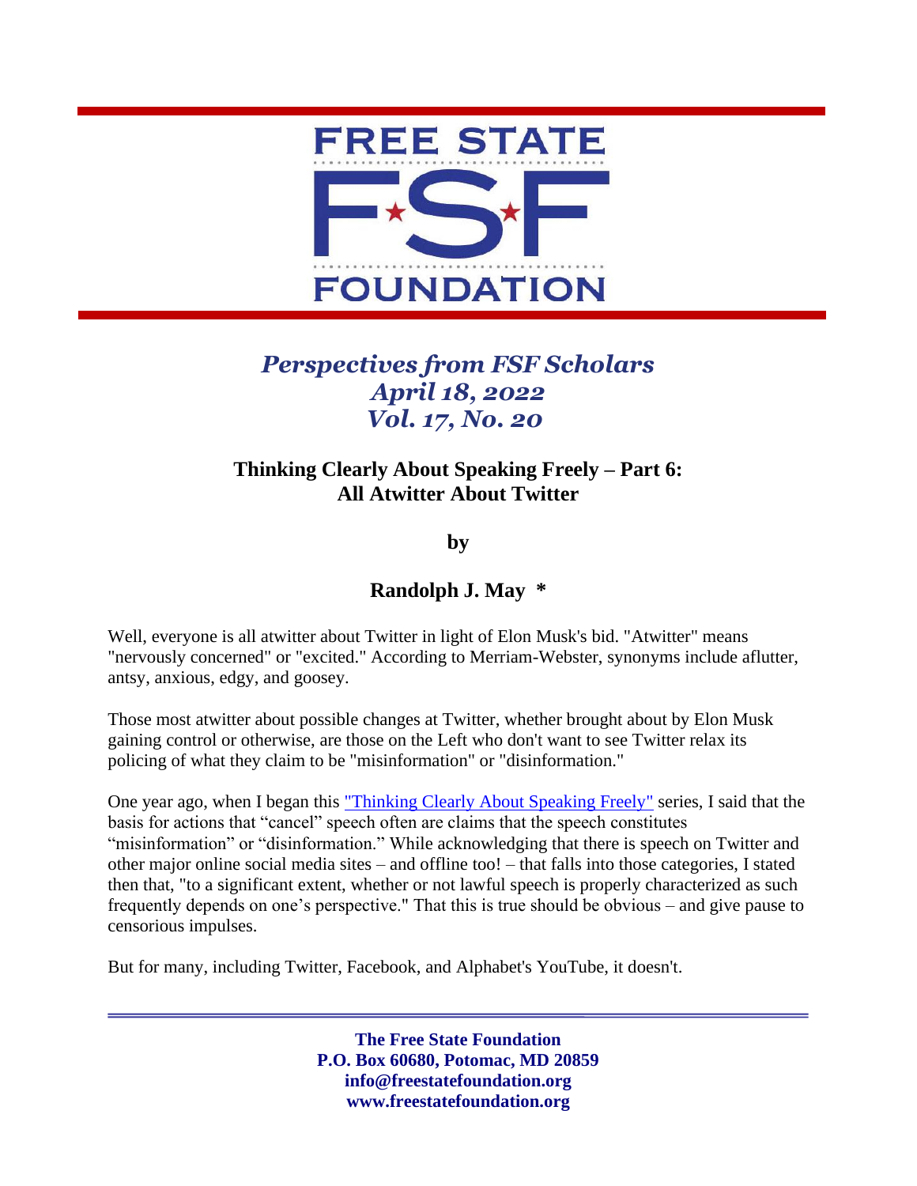FREE STATE FSF FOUNDATION

*Perspectives from FSF Scholars*
*April 18, 2022*
*Vol. 17, No. 20*

**Thinking Clearly About Speaking Freely – Part 6:**
**All Atwitter About Twitter**

**by**

**Randolph J. May \***

Well, everyone is all atwitter about Twitter in light of Elon Musk's bid. "Atwitter" means "nervously concerned" or "excited." According to Merriam-Webster, synonyms include aflutter, antsy, anxious, edgy, and goosey.

Those most atwitter about possible changes at Twitter, whether brought about by Elon Musk gaining control or otherwise, are those on the Left who don't want to see Twitter relax its policing of what they claim to be "misinformation" or "disinformation."

One year ago, when I began this "Thinking Clearly About Speaking Freely" series, I said that the basis for actions that "cancel" speech often are claims that the speech constitutes "misinformation" or "disinformation." While acknowledging that there is speech on Twitter and other major online social media sites – and offline too! – that falls into those categories, I stated then that, "to a significant extent, whether or not lawful speech is properly characterized as such frequently depends on one's perspective." That this is true should be obvious – and give pause to censorious impulses.

But for many, including Twitter, Facebook, and Alphabet's YouTube, it doesn't.

**The Free State Foundation**
**P.O. Box 60680, Potomac, MD 20859**
**info@freestatefoundation.org**
**www.freestatefoundation.org**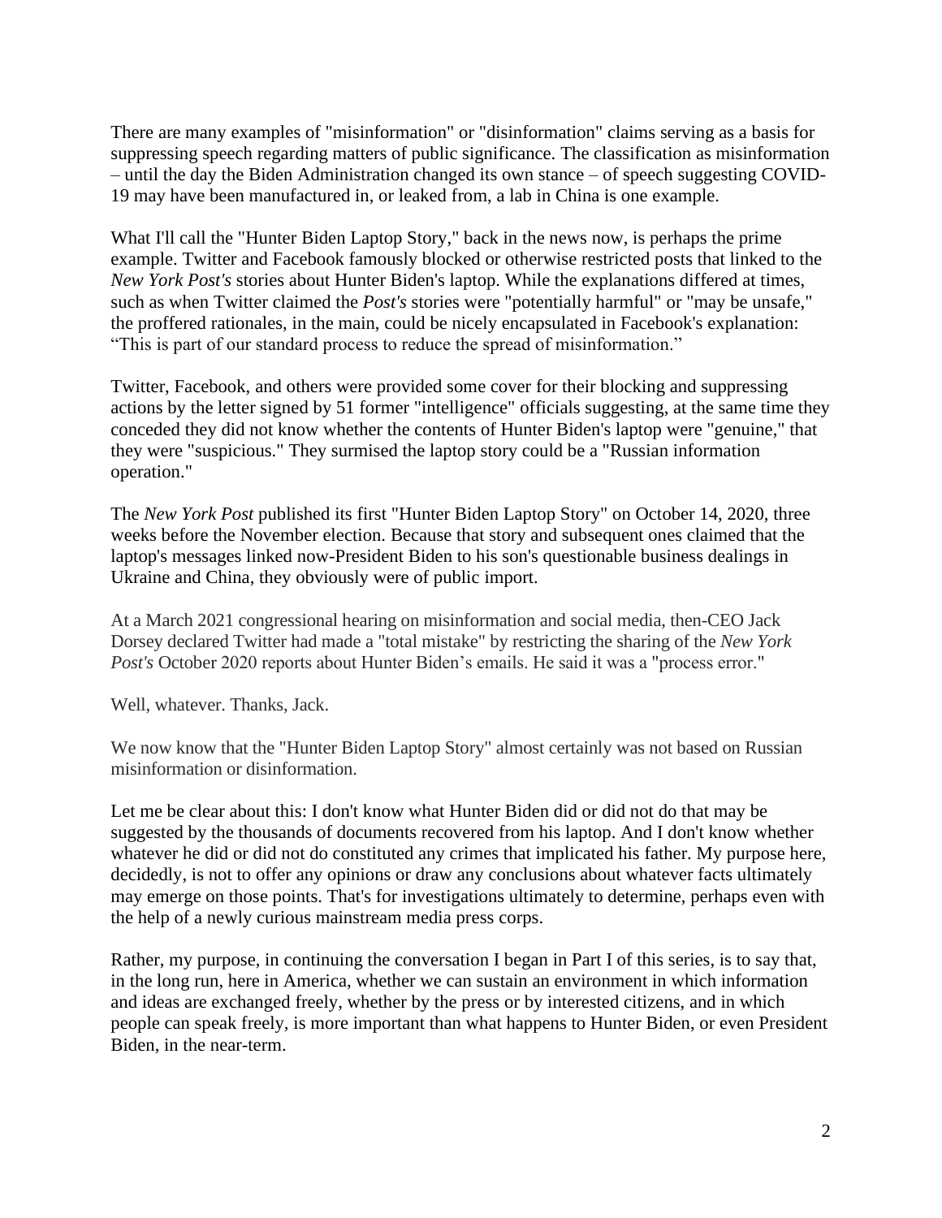There are many examples of "misinformation" or "disinformation" claims serving as a basis for suppressing speech regarding matters of public significance. The classification as misinformation – until the day the Biden Administration changed its own stance – of speech suggesting COVID-19 may have been manufactured in, or leaked from, a lab in China is one example.

What I'll call the "Hunter Biden Laptop Story," back in the news now, is perhaps the prime example. Twitter and Facebook famously blocked or otherwise restricted posts that linked to the *New York Post's* stories about Hunter Biden's laptop. While the explanations differed at times, such as when Twitter claimed the *Post's* stories were "potentially harmful" or "may be unsafe," the proffered rationales, in the main, could be nicely encapsulated in Facebook's explanation: "This is part of our standard process to reduce the spread of misinformation."

Twitter, Facebook, and others were provided some cover for their blocking and suppressing actions by the letter signed by 51 former "intelligence" officials suggesting, at the same time they conceded they did not know whether the contents of Hunter Biden's laptop were "genuine," that they were "suspicious." They surmised the laptop story could be a "Russian information operation."

The *New York Post* published its first "Hunter Biden Laptop Story" on October 14, 2020, three weeks before the November election. Because that story and subsequent ones claimed that the laptop's messages linked now-President Biden to his son's questionable business dealings in Ukraine and China, they obviously were of public import.

At a March 2021 congressional hearing on misinformation and social media, then-CEO Jack Dorsey declared Twitter had made a "total mistake" by restricting the sharing of the *New York Post's* October 2020 reports about Hunter Biden's emails. He said it was a "process error."

Well, whatever. Thanks, Jack.

We now know that the "Hunter Biden Laptop Story" almost certainly was not based on Russian misinformation or disinformation.

Let me be clear about this: I don't know what Hunter Biden did or did not do that may be suggested by the thousands of documents recovered from his laptop. And I don't know whether whatever he did or did not do constituted any crimes that implicated his father. My purpose here, decidedly, is not to offer any opinions or draw any conclusions about whatever facts ultimately may emerge on those points. That's for investigations ultimately to determine, perhaps even with the help of a newly curious mainstream media press corps.

Rather, my purpose, in continuing the conversation I began in Part I of this series, is to say that, in the long run, here in America, whether we can sustain an environment in which information and ideas are exchanged freely, whether by the press or by interested citizens, and in which people can speak freely, is more important than what happens to Hunter Biden, or even President Biden, in the near-term.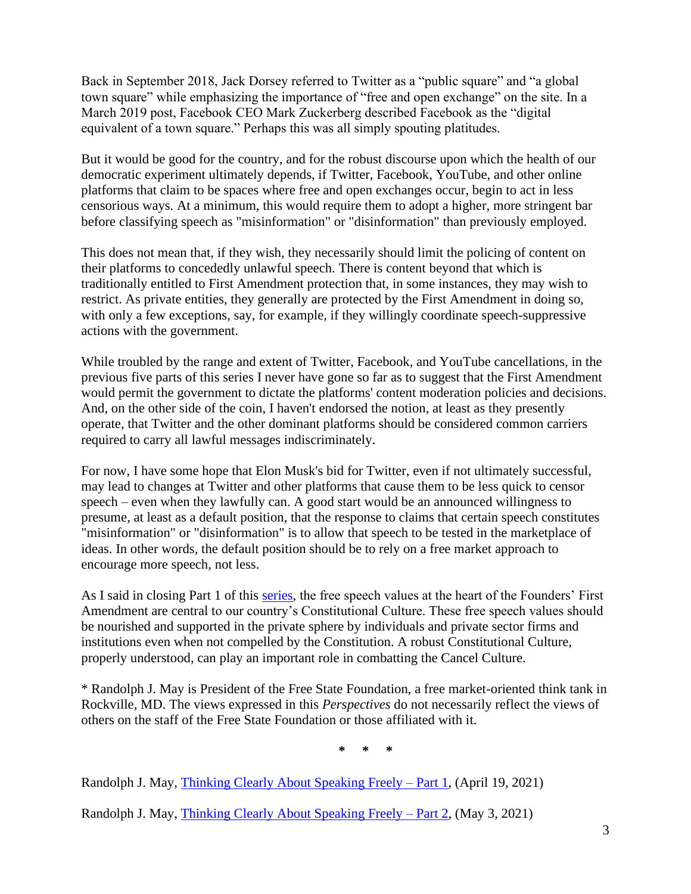Back in September 2018, Jack Dorsey referred to Twitter as a "public square" and "a global town square" while emphasizing the importance of "free and open exchange" on the site. In a March 2019 post, Facebook CEO Mark Zuckerberg described Facebook as the "digital equivalent of a town square." Perhaps this was all simply spouting platitudes.

But it would be good for the country, and for the robust discourse upon which the health of our democratic experiment ultimately depends, if Twitter, Facebook, YouTube, and other online platforms that claim to be spaces where free and open exchanges occur, begin to act in less censorious ways. At a minimum, this would require them to adopt a higher, more stringent bar before classifying speech as "misinformation" or "disinformation" than previously employed.

This does not mean that, if they wish, they necessarily should limit the policing of content on their platforms to concededly unlawful speech. There is content beyond that which is traditionally entitled to First Amendment protection that, in some instances, they may wish to restrict. As private entities, they generally are protected by the First Amendment in doing so, with only a few exceptions, say, for example, if they willingly coordinate speech-suppressive actions with the government.

While troubled by the range and extent of Twitter, Facebook, and YouTube cancellations, in the previous five parts of this series I never have gone so far as to suggest that the First Amendment would permit the government to dictate the platforms' content moderation policies and decisions. And, on the other side of the coin, I haven't endorsed the notion, at least as they presently operate, that Twitter and the other dominant platforms should be considered common carriers required to carry all lawful messages indiscriminately.

For now, I have some hope that Elon Musk's bid for Twitter, even if not ultimately successful, may lead to changes at Twitter and other platforms that cause them to be less quick to censor speech – even when they lawfully can. A good start would be an announced willingness to presume, at least as a default position, that the response to claims that certain speech constitutes "misinformation" or "disinformation" is to allow that speech to be tested in the marketplace of ideas. In other words, the default position should be to rely on a free market approach to encourage more speech, not less.

As I said in closing Part 1 of this [series](series), the free speech values at the heart of the Founders' First Amendment are central to our country's Constitutional Culture. These free speech values should be nourished and supported in the private sphere by individuals and private sector firms and institutions even when not compelled by the Constitution. A robust Constitutional Culture, properly understood, can play an important role in combatting the Cancel Culture.

* Randolph J. May is President of the Free State Foundation, a free market-oriented think tank in Rockville, MD. The views expressed in this *Perspectives* do not necessarily reflect the views of others on the staff of the Free State Foundation or those affiliated with it.

**\*   \*   \***

Randolph J. May, [Thinking Clearly About Speaking Freely – Part 1](Thinking Clearly About Speaking Freely – Part 1), (April 19, 2021)

Randolph J. May, [Thinking Clearly About Speaking Freely – Part 2](Thinking Clearly About Speaking Freely – Part 2), (May 3, 2021)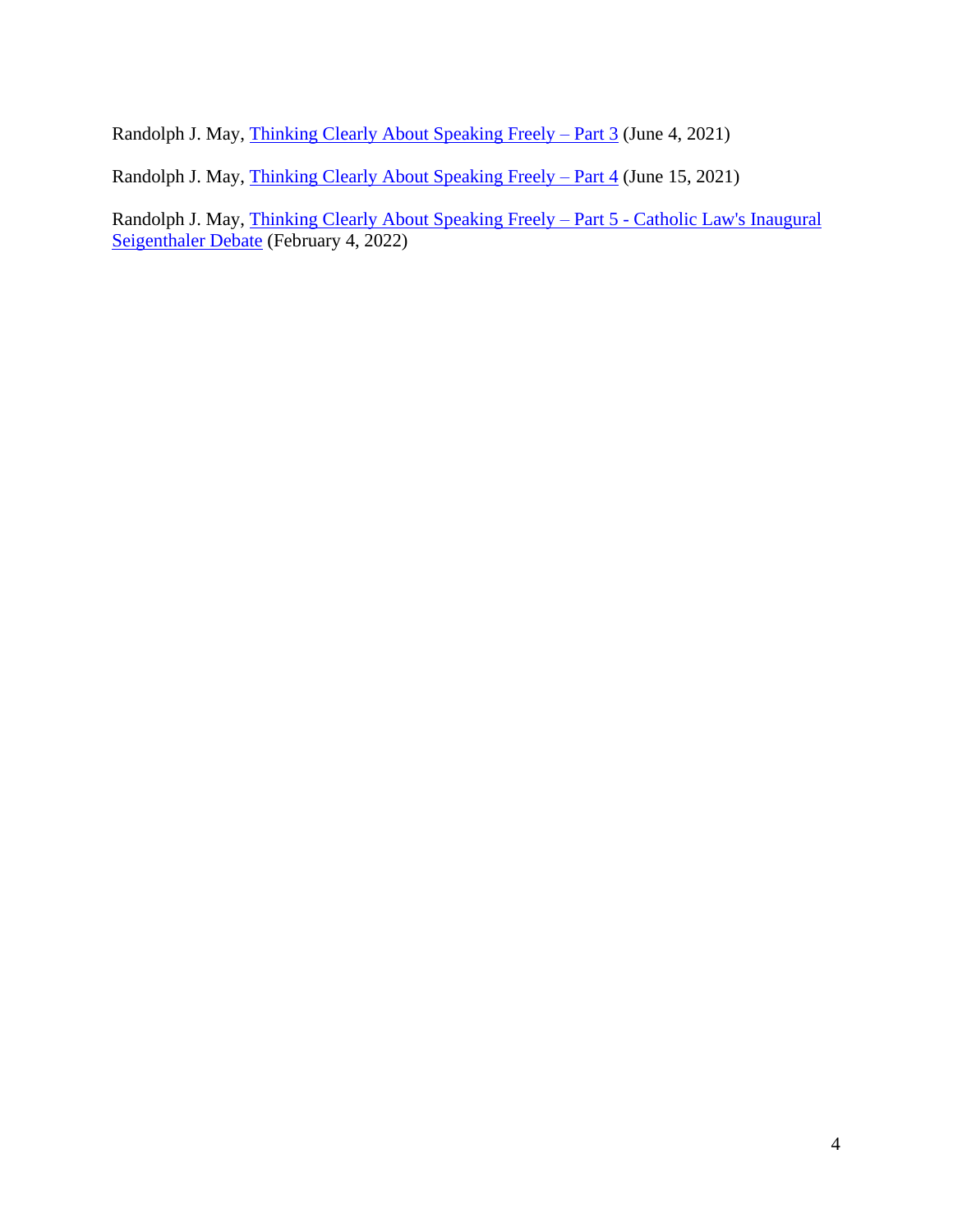Randolph J. May, Thinking Clearly About Speaking Freely – Part 3 (June 4, 2021)

Randolph J. May, Thinking Clearly About Speaking Freely – Part 4 (June 15, 2021)

Randolph J. May, Thinking Clearly About Speaking Freely – Part 5 - Catholic Law's Inaugural Seigenthaler Debate (February 4, 2022)